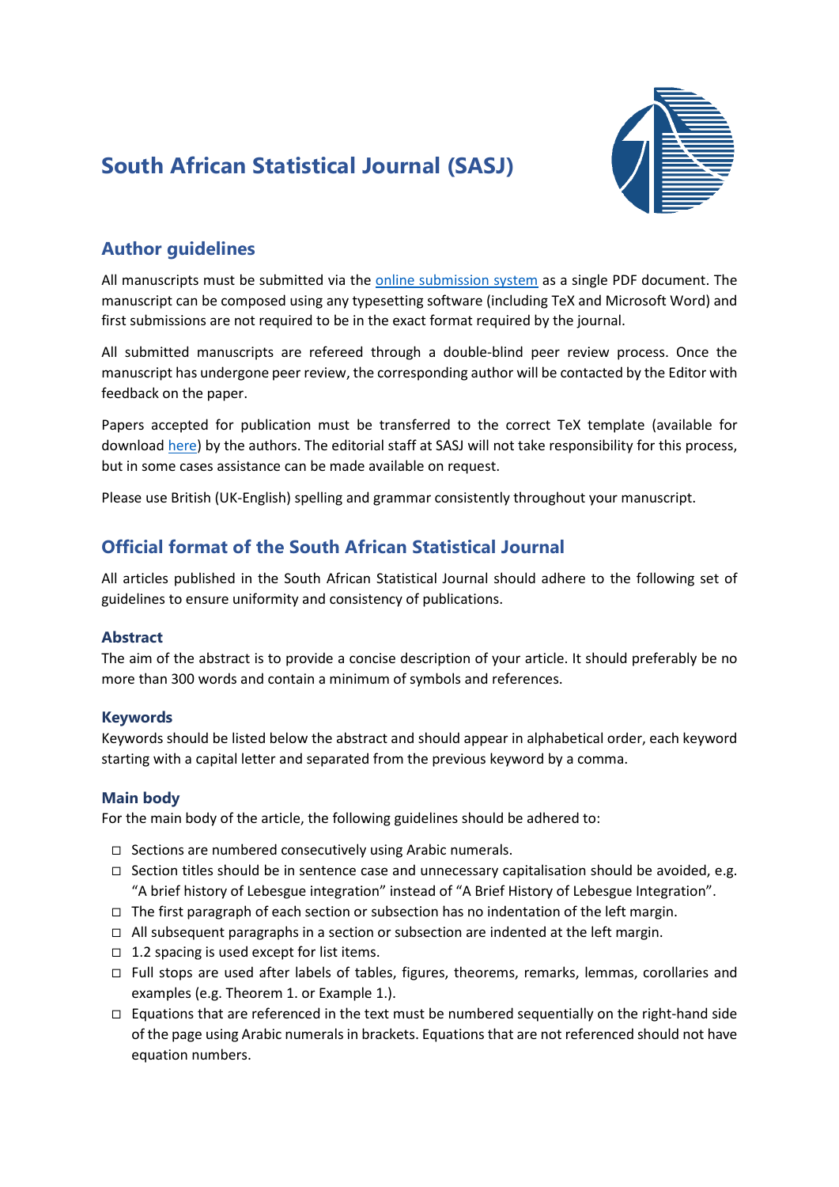# South African Statistical Journal (SASJ)

## Author guidelines

All manuscripts must be submitted via the online submission system as a single PDF document. The manuscript can be composed using any typesetting software (including TeX and Microsoft Word) and first submissions are not required to be in the exact format required by the journal.

All submitted manuscripts are refereed through a double-blind peer review process. Once the manuscript has undergone peer review, the corresponding author will be contacted by the Editor with feedback on the paper.

Papers accepted for publication must be transferred to the correct TeX template (available for download here) by the authors. The editorial staff at SASJ will not take responsibility for this process, but in some cases assistance can be made available on request.

Please use British (UK-English) spelling and grammar consistently throughout your manuscript.

## Official format of the South African Statistical Journal

All articles published in the South African Statistical Journal should adhere to the following set of guidelines to ensure uniformity and consistency of publications.

### Abstract

The aim of the abstract is to provide a concise description of your article. It should preferably be no more than 300 words and contain a minimum of symbols and references.

### Keywords

Keywords should be listed below the abstract and should appear in alphabetical order, each keyword starting with a capital letter and separated from the previous keyword by a comma.

### Main body

For the main body of the article, the following guidelines should be adhered to:

- Sections are numbered consecutively using Arabic numerals.
- Section titles should be in sentence case and unnecessary capitalisation should be avoided, e.g. “A brief history of Lebesgue integration” instead of “A Brief History of Lebesgue Integration”.
- The first paragraph of each section or subsection has no indentation of the left margin.
- All subsequent paragraphs in a section or subsection are indented at the left margin.
- 1.2 spacing is used except for list items.
- Full stops are used after labels of tables, figures, theorems, remarks, lemmas, corollaries and examples (e.g. Theorem 1. or Example 1.).
- Equations that are referenced in the text must be numbered sequentially on the right-hand side of the page using Arabic numerals in brackets. Equations that are not referenced should not have equation numbers.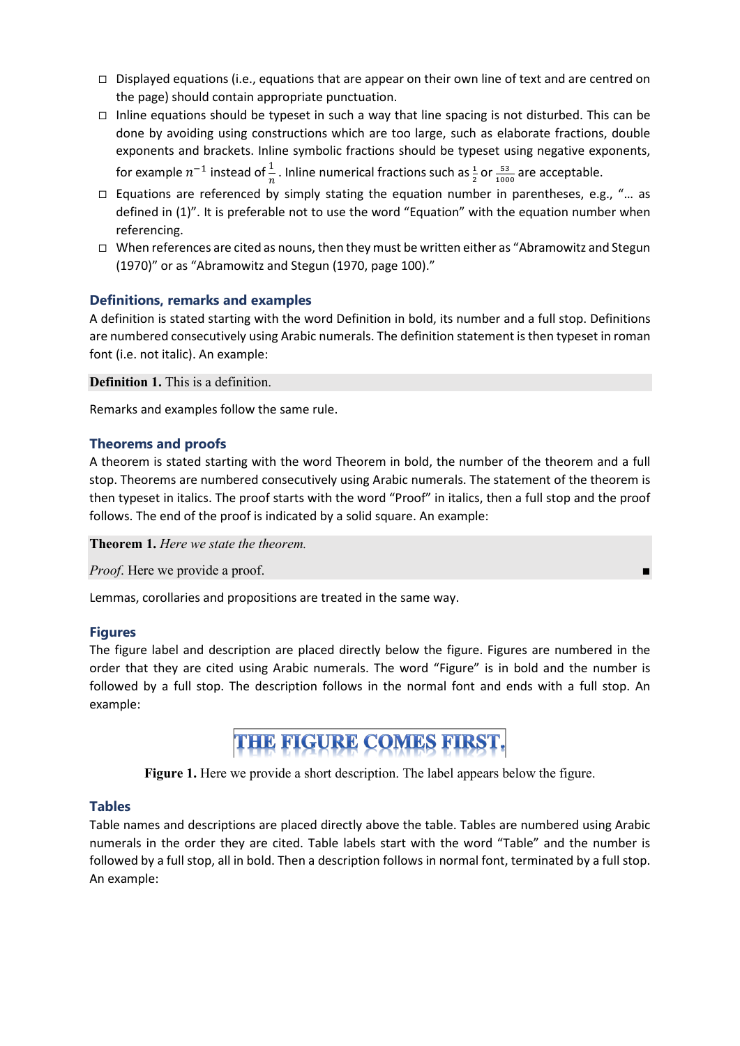- ☐ Displayed equations (i.e., equations that are appear on their own line of text and are centred on the page) should contain appropriate punctuation.
- ☐ Inline equations should be typeset in such a way that line spacing is not disturbed. This can be done by avoiding using constructions which are too large, such as elaborate fractions, double exponents and brackets. Inline symbolic fractions should be typeset using negative exponents, for example $n^{-1}$ instead of $\frac{1}{n}$. Inline numerical fractions such as $\frac{1}{2}$ or $\frac{53}{1000}$ are acceptable.
- ☐ Equations are referenced by simply stating the equation number in parentheses, e.g., "… as defined in (1)". It is preferable not to use the word "Equation" with the equation number when referencing.
- ☐ When references are cited as nouns, then they must be written either as "Abramowitz and Stegun (1970)" or as "Abramowitz and Stegun (1970, page 100)."

## Definitions, remarks and examples

A definition is stated starting with the word Definition in bold, its number and a full stop. Definitions are numbered consecutively using Arabic numerals. The definition statement is then typeset in roman font (i.e. not italic). An example:

**Definition 1.** This is a definition.

Remarks and examples follow the same rule.

## Theorems and proofs

A theorem is stated starting with the word Theorem in bold, the number of the theorem and a full stop. Theorems are numbered consecutively using Arabic numerals. The statement of the theorem is then typeset in italics. The proof starts with the word "Proof" in italics, then a full stop and the proof follows. The end of the proof is indicated by a solid square. An example:

**Theorem 1.** *Here we state the theorem.*

*Proof.* Here we provide a proof. ∎

Lemmas, corollaries and propositions are treated in the same way.

## Figures

The figure label and description are placed directly below the figure. Figures are numbered in the order that they are cited using Arabic numerals. The word "Figure" is in bold and the number is followed by a full stop. The description follows in the normal font and ends with a full stop. An example:

THE FIGURE COMES FIRST.

**Figure 1.** Here we provide a short description. The label appears below the figure.

## Tables

Table names and descriptions are placed directly above the table. Tables are numbered using Arabic numerals in the order they are cited. Table labels start with the word "Table" and the number is followed by a full stop, all in bold. Then a description follows in normal font, terminated by a full stop. An example: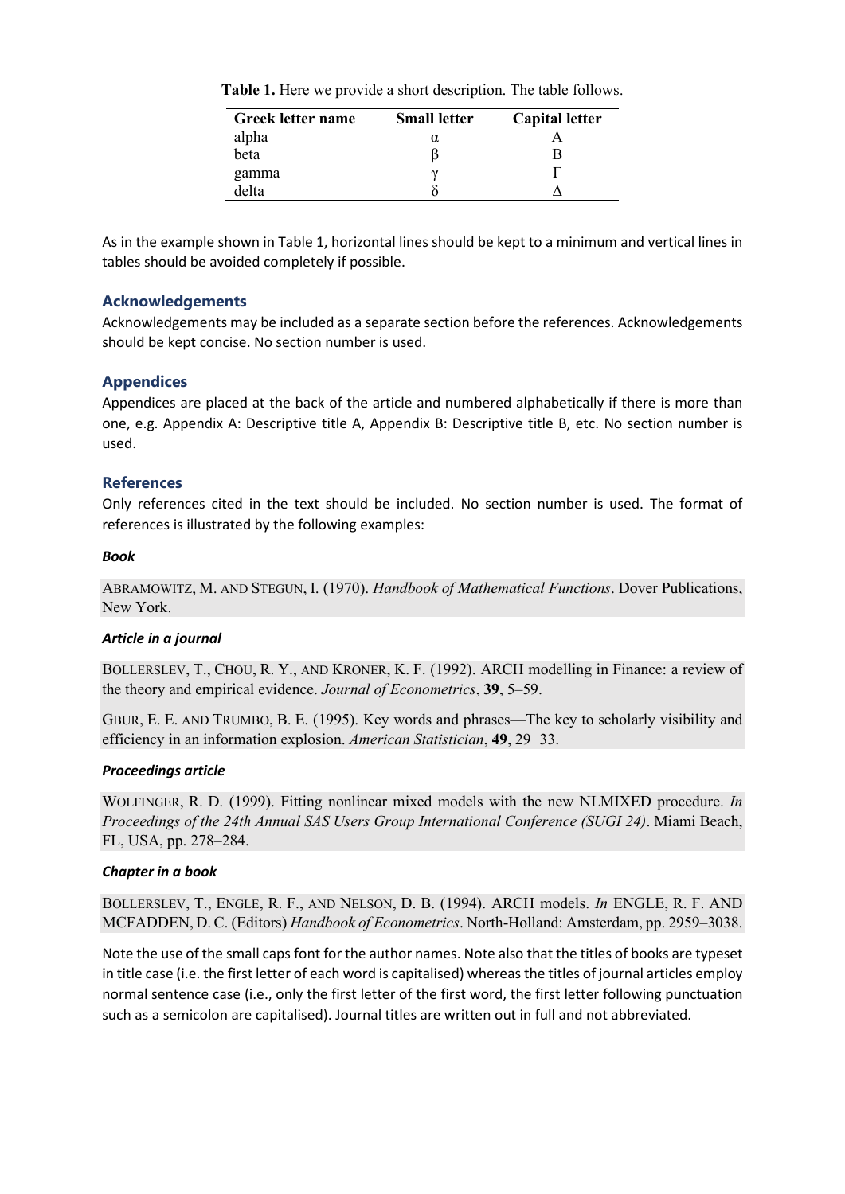**Table 1.** Here we provide a short description. The table follows.

| Greek letter name | Small letter | Capital letter |
|---|---|---|
| alpha | α | A |
| beta | β | B |
| gamma | γ | Γ |
| delta | δ | Δ |

As in the example shown in Table 1, horizontal lines should be kept to a minimum and vertical lines in tables should be avoided completely if possible.

## Acknowledgements

Acknowledgements may be included as a separate section before the references. Acknowledgements should be kept concise. No section number is used.

## Appendices

Appendices are placed at the back of the article and numbered alphabetically if there is more than one, e.g. Appendix A: Descriptive title A, Appendix B: Descriptive title B, etc. No section number is used.

## References

Only references cited in the text should be included. No section number is used. The format of references is illustrated by the following examples:

***Book***

ABRAMOWITZ, M. AND STEGUN, I. (1970). *Handbook of Mathematical Functions*. Dover Publications, New York.

***Article in a journal***

BOLLERSLEV, T., CHOU, R. Y., AND KRONER, K. F. (1992). ARCH modelling in Finance: a review of the theory and empirical evidence. *Journal of Econometrics*, **39**, 5–59.

GBUR, E. E. AND TRUMBO, B. E. (1995). Key words and phrases—The key to scholarly visibility and efficiency in an information explosion. *American Statistician*, **49**, 29−33.

***Proceedings article***

WOLFINGER, R. D. (1999). Fitting nonlinear mixed models with the new NLMIXED procedure. *In Proceedings of the 24th Annual SAS Users Group International Conference (SUGI 24)*. Miami Beach, FL, USA, pp. 278–284.

***Chapter in a book***

BOLLERSLEV, T., ENGLE, R. F., AND NELSON, D. B. (1994). ARCH models. *In* ENGLE, R. F. AND MCFADDEN, D. C. (Editors) *Handbook of Econometrics*. North-Holland: Amsterdam, pp. 2959–3038.

Note the use of the small caps font for the author names. Note also that the titles of books are typeset in title case (i.e. the first letter of each word is capitalised) whereas the titles of journal articles employ normal sentence case (i.e., only the first letter of the first word, the first letter following punctuation such as a semicolon are capitalised). Journal titles are written out in full and not abbreviated.